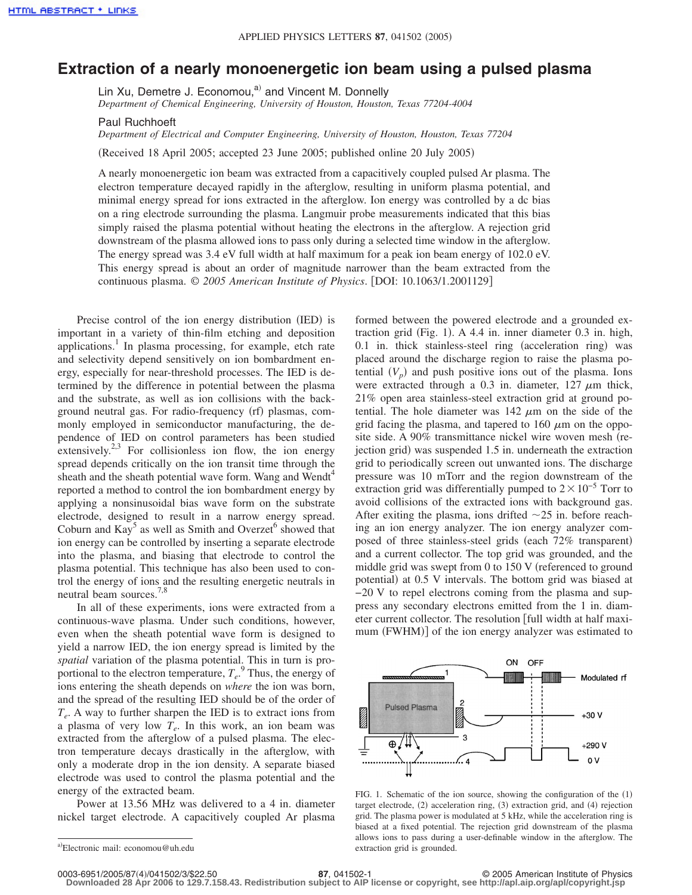# Extraction of a nearly monoenergetic ion beam using a pulsed plasma

Lin Xu, Demetre J. Economou,[a] and Vincent M. Donnelly
*Department of Chemical Engineering, University of Houston, Houston, Texas 77204-4004*

Paul Ruchhoeft
*Department of Electrical and Computer Engineering, University of Houston, Houston, Texas 77204*

(Received 18 April 2005; accepted 23 June 2005; published online 20 July 2005)

A nearly monoenergetic ion beam was extracted from a capacitively coupled pulsed Ar plasma. The electron temperature decayed rapidly in the afterglow, resulting in uniform plasma potential, and minimal energy spread for ions extracted in the afterglow. Ion energy was controlled by a dc bias on a ring electrode surrounding the plasma. Langmuir probe measurements indicated that this bias simply raised the plasma potential without heating the electrons in the afterglow. A rejection grid downstream of the plasma allowed ions to pass only during a selected time window in the afterglow. The energy spread was 3.4 eV full width at half maximum for a peak ion beam energy of 102.0 eV. This energy spread is about an order of magnitude narrower than the beam extracted from the continuous plasma. © *2005 American Institute of Physics*. [DOI: 10.1063/1.2001129]

Precise control of the ion energy distribution (IED) is important in a variety of thin-film etching and deposition applications.[1] In plasma processing, for example, etch rate and selectivity depend sensitively on ion bombardment energy, especially for near-threshold processes. The IED is determined by the difference in potential between the plasma and the substrate, as well as ion collisions with the background neutral gas. For radio-frequency (rf) plasmas, commonly employed in semiconductor manufacturing, the dependence of IED on control parameters has been studied extensively.[2,3] For collisionless ion flow, the ion energy spread depends critically on the ion transit time through the sheath and the sheath potential wave form. Wang and Wendt[4] reported a method to control the ion bombardment energy by applying a nonsinusoidal bias wave form on the substrate electrode, designed to result in a narrow energy spread. Coburn and Kay[5] as well as Smith and Overzet[6] showed that ion energy can be controlled by inserting a separate electrode into the plasma, and biasing that electrode to control the plasma potential. This technique has also been used to control the energy of ions and the resulting energetic neutrals in neutral beam sources.[7,8]

In all of these experiments, ions were extracted from a continuous-wave plasma. Under such conditions, however, even when the sheath potential wave form is designed to yield a narrow IED, the ion energy spread is limited by the *spatial* variation of the plasma potential. This in turn is proportional to the electron temperature, $T_e$.[9] Thus, the energy of ions entering the sheath depends on *where* the ion was born, and the spread of the resulting IED should be of the order of $T_e$. A way to further sharpen the IED is to extract ions from a plasma of very low $T_e$. In this work, an ion beam was extracted from the afterglow of a pulsed plasma. The electron temperature decays drastically in the afterglow, with only a moderate drop in the ion density. A separate biased electrode was used to control the plasma potential and the energy of the extracted beam.

Power at 13.56 MHz was delivered to a 4 in. diameter nickel target electrode. A capacitively coupled Ar plasma formed between the powered electrode and a grounded extraction grid (Fig. 1). A 4.4 in. inner diameter 0.3 in. high, 0.1 in. thick stainless-steel ring (acceleration ring) was placed around the discharge region to raise the plasma potential ($V_p$) and push positive ions out of the plasma. Ions were extracted through a 0.3 in. diameter, 127 $\mu$m thick, 21% open area stainless-steel extraction grid at ground potential. The hole diameter was 142 $\mu$m on the side of the grid facing the plasma, and tapered to 160 $\mu$m on the opposite side. A 90% transmittance nickel wire woven mesh (rejection grid) was suspended 1.5 in. underneath the extraction grid to periodically screen out unwanted ions. The discharge pressure was 10 mTorr and the region downstream of the extraction grid was differentially pumped to $2\times10^{-5}$ Torr to avoid collisions of the extracted ions with background gas. After exiting the plasma, ions drifted ~25 in. before reaching an ion energy analyzer. The ion energy analyzer composed of three stainless-steel grids (each 72% transparent) and a current collector. The top grid was grounded, and the middle grid was swept from 0 to 150 V (referenced to ground potential) at 0.5 V intervals. The bottom grid was biased at −20 V to repel electrons coming from the plasma and suppress any secondary electrons emitted from the 1 in. diameter current collector. The resolution [full width at half maximum (FWHM)] of the ion energy analyzer was estimated to

FIG. 1. Schematic of the ion source, showing the configuration of the (1) target electrode, (2) acceleration ring, (3) extraction grid, and (4) rejection grid. The plasma power is modulated at 5 kHz, while the acceleration ring is biased at a fixed potential. The rejection grid downstream of the plasma allows ions to pass during a user-definable window in the afterglow. The extraction grid is grounded.

[a]Electronic mail: economou@uh.edu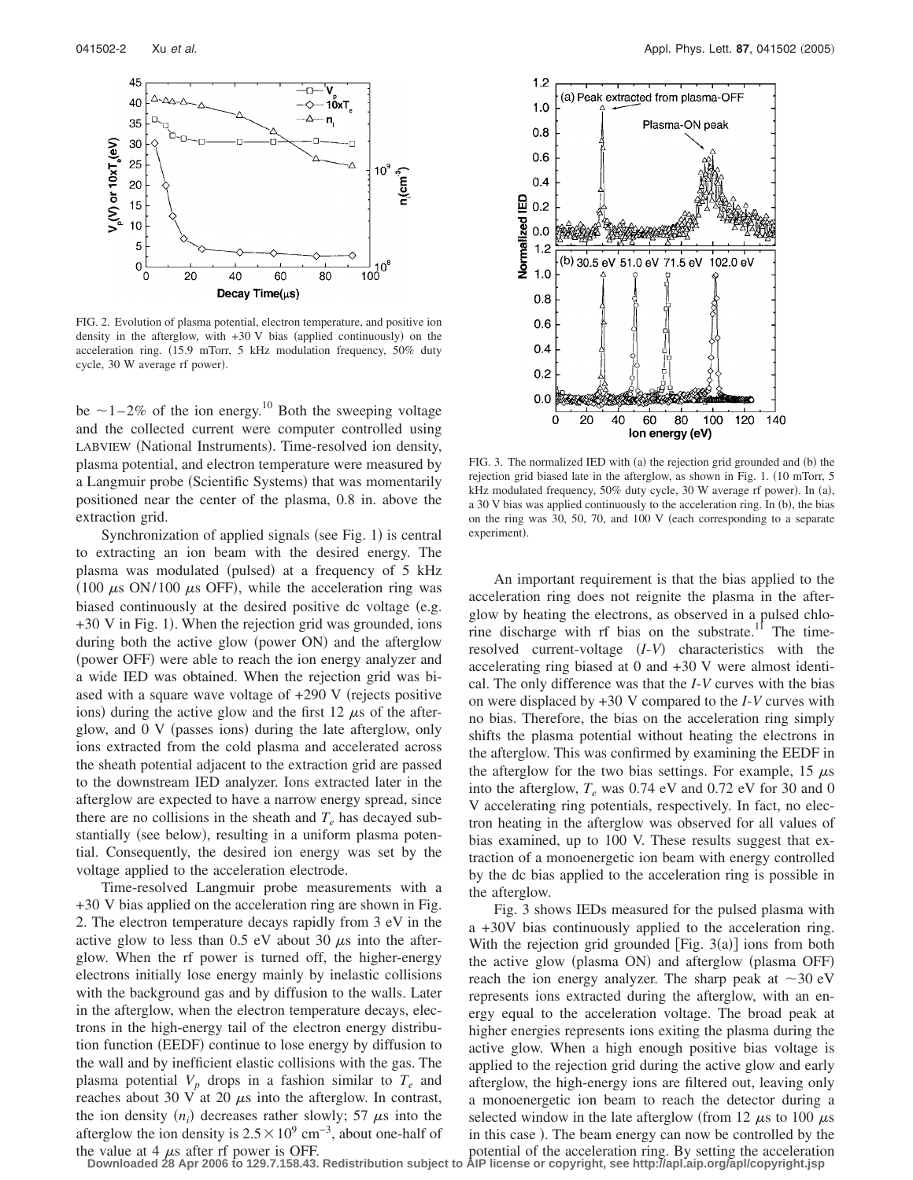FIG. 2. Evolution of plasma potential, electron temperature, and positive ion density in the afterglow, with +30 V bias (applied continuously) on the acceleration ring. (15.9 mTorr, 5 kHz modulation frequency, 50% duty cycle, 30 W average rf power).

be ~1–2% of the ion energy.[10] Both the sweeping voltage and the collected current were computer controlled using LABVIEW (National Instruments). Time-resolved ion density, plasma potential, and electron temperature were measured by a Langmuir probe (Scientific Systems) that was momentarily positioned near the center of the plasma, 0.8 in. above the extraction grid.

Synchronization of applied signals (see Fig. 1) is central to extracting an ion beam with the desired energy. The plasma was modulated (pulsed) at a frequency of 5 kHz (100 $\mu$s ON/100 $\mu$s OFF), while the acceleration ring was biased continuously at the desired positive dc voltage (e.g. +30 V in Fig. 1). When the rejection grid was grounded, ions during both the active glow (power ON) and the afterglow (power OFF) were able to reach the ion energy analyzer and a wide IED was obtained. When the rejection grid was biased with a square wave voltage of +290 V (rejects positive ions) during the active glow and the first 12 $\mu$s of the afterglow, and 0 V (passes ions) during the late afterglow, only ions extracted from the cold plasma and accelerated across the sheath potential adjacent to the extraction grid are passed to the downstream IED analyzer. Ions extracted later in the afterglow are expected to have a narrow energy spread, since there are no collisions in the sheath and $T_e$ has decayed substantially (see below), resulting in a uniform plasma potential. Consequently, the desired ion energy was set by the voltage applied to the acceleration electrode.

Time-resolved Langmuir probe measurements with a +30 V bias applied on the acceleration ring are shown in Fig. 2. The electron temperature decays rapidly from 3 eV in the active glow to less than 0.5 eV about 30 $\mu$s into the afterglow. When the rf power is turned off, the higher-energy electrons initially lose energy mainly by inelastic collisions with the background gas and by diffusion to the walls. Later in the afterglow, when the electron temperature decays, electrons in the high-energy tail of the electron energy distribution function (EEDF) continue to lose energy by diffusion to the wall and by inefficient elastic collisions with the gas. The plasma potential $V_p$ drops in a fashion similar to $T_e$ and reaches about 30 V at 20 $\mu$s into the afterglow. In contrast, the ion density ($n_i$) decreases rather slowly; 57 $\mu$s into the afterglow the ion density is $2.5 \times 10^9$ cm$^{-3}$, about one-half of the value at 4 $\mu$s after rf power is OFF.

FIG. 3. The normalized IED with (a) the rejection grid grounded and (b) the rejection grid biased late in the afterglow, as shown in Fig. 1. (10 mTorr, 5 kHz modulated frequency, 50% duty cycle, 30 W average rf power). In (a), a 30 V bias was applied continuously to the acceleration ring. In (b), the bias on the ring was 30, 50, 70, and 100 V (each corresponding to a separate experiment).

An important requirement is that the bias applied to the acceleration ring does not reignite the plasma in the afterglow by heating the electrons, as observed in a pulsed chlorine discharge with rf bias on the substrate.[11] The time-resolved current-voltage ($I$-$V$) characteristics with the accelerating ring biased at 0 and +30 V were almost identical. The only difference was that the $I$-$V$ curves with the bias on were displaced by +30 V compared to the $I$-$V$ curves with no bias. Therefore, the bias on the acceleration ring simply shifts the plasma potential without heating the electrons in the afterglow. This was confirmed by examining the EEDF in the afterglow for the two bias settings. For example, 15 $\mu$s into the afterglow, $T_e$ was 0.74 eV and 0.72 eV for 30 and 0 V accelerating ring potentials, respectively. In fact, no electron heating in the afterglow was observed for all values of bias examined, up to 100 V. These results suggest that extraction of a monoenergetic ion beam with energy controlled by the dc bias applied to the acceleration ring is possible in the afterglow.

Fig. 3 shows IEDs measured for the pulsed plasma with a +30V bias continuously applied to the acceleration ring. With the rejection grid grounded [Fig. 3(a)] ions from both the active glow (plasma ON) and afterglow (plasma OFF) reach the ion energy analyzer. The sharp peak at ~30 eV represents ions extracted during the afterglow, with an energy equal to the acceleration voltage. The broad peak at higher energies represents ions exiting the plasma during the active glow. When a high enough positive bias voltage is applied to the rejection grid during the active glow and early afterglow, the high-energy ions are filtered out, leaving only a monoenergetic ion beam to reach the detector during a selected window in the late afterglow (from 12 $\mu$s to 100 $\mu$s in this case ). The beam energy can now be controlled by the potential of the acceleration ring. By setting the acceleration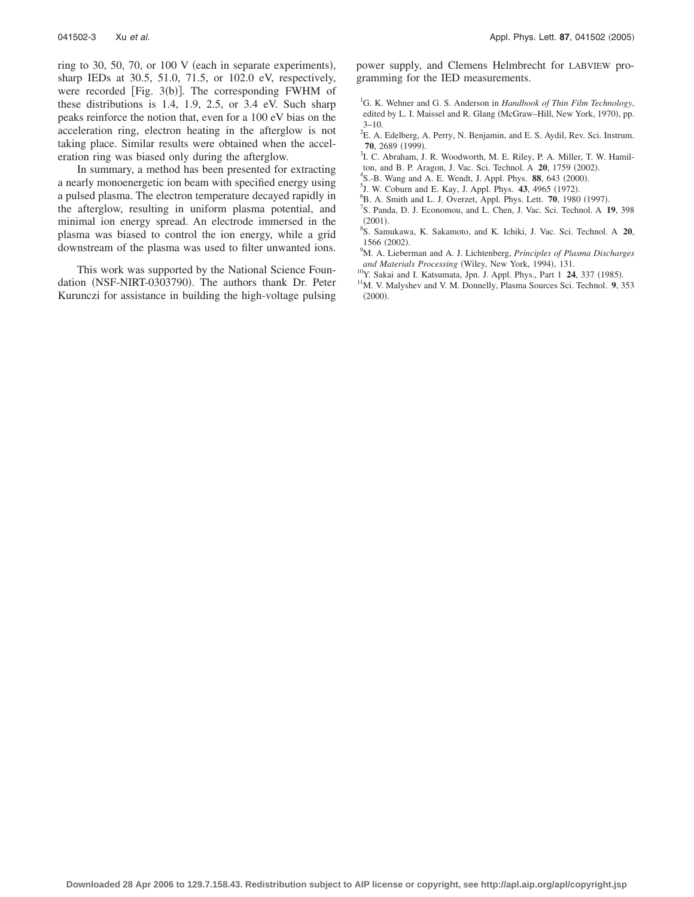ring to 30, 50, 70, or 100 V (each in separate experiments), sharp IEDs at 30.5, 51.0, 71.5, or 102.0 eV, respectively, were recorded [Fig. 3(b)]. The corresponding FWHM of these distributions is 1.4, 1.9, 2.5, or 3.4 eV. Such sharp peaks reinforce the notion that, even for a 100 eV bias on the acceleration ring, electron heating in the afterglow is not taking place. Similar results were obtained when the acceleration ring was biased only during the afterglow.

In summary, a method has been presented for extracting a nearly monoenergetic ion beam with specified energy using a pulsed plasma. The electron temperature decayed rapidly in the afterglow, resulting in uniform plasma potential, and minimal ion energy spread. An electrode immersed in the plasma was biased to control the ion energy, while a grid downstream of the plasma was used to filter unwanted ions.

This work was supported by the National Science Foundation (NSF-NIRT-0303790). The authors thank Dr. Peter Kurunczi for assistance in building the high-voltage pulsing power supply, and Clemens Helmbrecht for LABVIEW programming for the IED measurements.

[1] G. K. Wehner and G. S. Anderson in *Handbook of Thin Film Technology*, edited by L. I. Maissel and R. Glang (McGraw–Hill, New York, 1970), pp. 3–10.

[2] E. A. Edelberg, A. Perry, N. Benjamin, and E. S. Aydil, Rev. Sci. Instrum. **70**, 2689 (1999).

[3] I. C. Abraham, J. R. Woodworth, M. E. Riley, P. A. Miller, T. W. Hamilton, and B. P. Aragon, J. Vac. Sci. Technol. A **20**, 1759 (2002).

[4] S.-B. Wang and A. E. Wendt, J. Appl. Phys. **88**, 643 (2000).

[5] J. W. Coburn and E. Kay, J. Appl. Phys. **43**, 4965 (1972).

[6] B. A. Smith and L. J. Overzet, Appl. Phys. Lett. **70**, 1980 (1997).

[7] S. Panda, D. J. Economou, and L. Chen, J. Vac. Sci. Technol. A **19**, 398 (2001).

[8] S. Samukawa, K. Sakamoto, and K. Ichiki, J. Vac. Sci. Technol. A **20**, 1566 (2002).

[9] M. A. Lieberman and A. J. Lichtenberg, *Principles of Plasma Discharges and Materials Processing* (Wiley, New York, 1994), 131.

[10] Y. Sakai and I. Katsumata, Jpn. J. Appl. Phys., Part 1 **24**, 337 (1985).

[11] M. V. Malyshev and V. M. Donnelly, Plasma Sources Sci. Technol. **9**, 353 (2000).